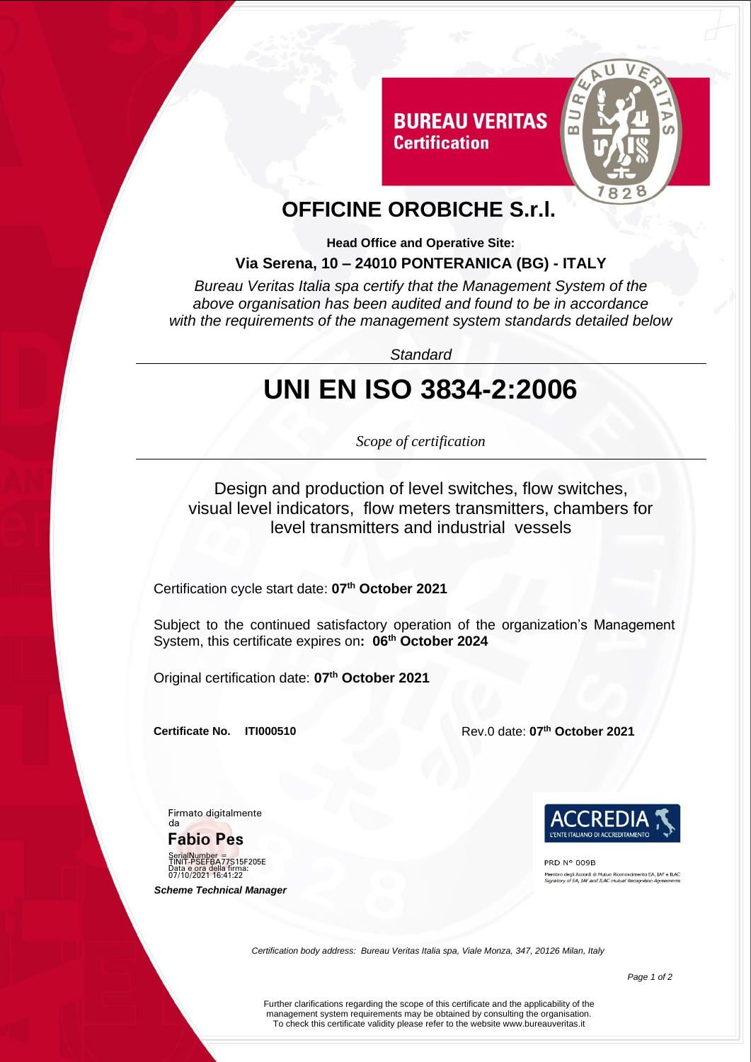BUREAU VERITAS
Certification

# OFFICINE OROBICHE S.r.l.

**Head Office and Operative Site:**

**Via Serena, 10 – 24010 PONTERANICA (BG) - ITALY**

*Bureau Veritas Italia spa certify that the Management System of the above organisation has been audited and found to be in accordance with the requirements of the management system standards detailed below*

*Standard*

# UNI EN ISO 3834-2:2006

*Scope of certification*

Design and production of level switches, flow switches, visual level indicators, flow meters transmitters, chambers for level transmitters and industrial vessels

Certification cycle start date: **07th October 2021**

Subject to the continued satisfactory operation of the organization's Management System, this certificate expires on**: 06th October 2024**

Original certification date: **07th October 2021**

**Certificate No. ITI000510**

Rev.0 date: **07th October 2021**

Firmato digitalmente da

**Fabio Pes**

SerialNumber = TINIT-PSEFBA77S15F205E
Data e ora della firma: 07/10/2021 16:41:22

***Scheme Technical Manager***

ACCREDIA
L'ENTE ITALIANO DI ACCREDITAMENTO

PRD N° 009B

Membro degli Accordi di Mutuo Riconoscimento EA, IAF e ILAC
Signatory of EA, IAF and ILAC mutual Recognition Agreements

*Certification body address: Bureau Veritas Italia spa, Viale Monza, 347, 20126 Milan, Italy*

Further clarifications regarding the scope of this certificate and the applicability of the management system requirements may be obtained by consulting the organisation. To check this certificate validity please refer to the website www.bureauveritas.it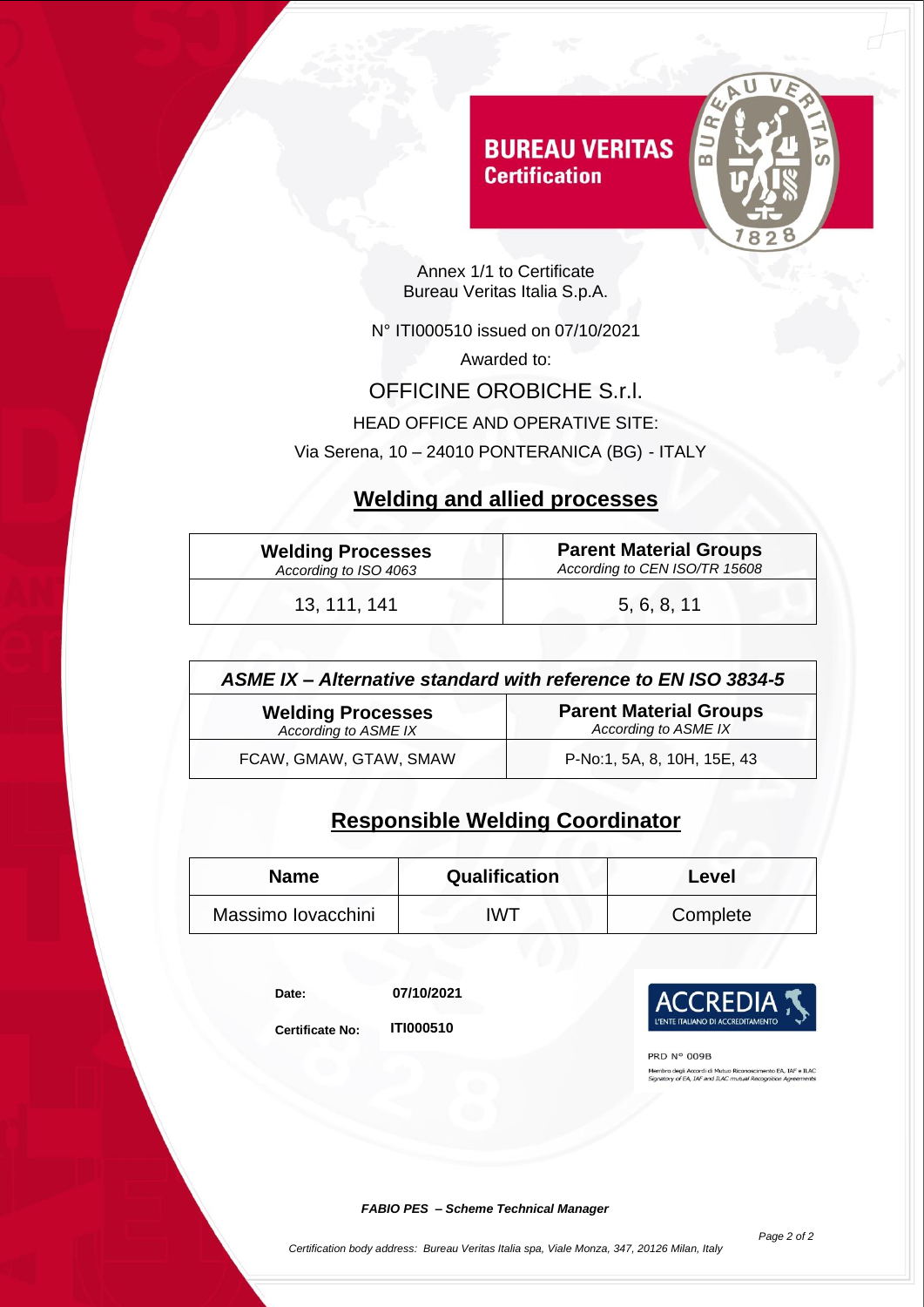BUREAU VERITAS
Certification

Annex 1/1 to Certificate
Bureau Veritas Italia S.p.A.

N° ITI000510 issued on 07/10/2021

Awarded to:

OFFICINE OROBICHE S.r.l.

HEAD OFFICE AND OPERATIVE SITE:

Via Serena, 10 – 24010 PONTERANICA (BG) - ITALY

## Welding and allied processes

| **Welding Processes** *According to ISO 4063* | **Parent Material Groups** *According to CEN ISO/TR 15608* |
| --- | --- |
| 13, 111, 141 | 5, 6, 8, 11 |

| ***ASME IX – Alternative standard with reference to EN ISO 3834-5*** | |
| --- | --- |
| **Welding Processes** *According to ASME IX* | **Parent Material Groups** *According to ASME IX* |
| FCAW, GMAW, GTAW, SMAW | P-No:1, 5A, 8, 10H, 15E, 43 |

## Responsible Welding Coordinator

| Name | Qualification | Level |
| --- | --- | --- |
| Massimo Iovacchini | IWT | Complete |

**Date:** **07/10/2021**

**Certificate No:** **ITI000510**

ACCREDIA
L'ENTE ITALIANO DI ACCREDITAMENTO

PRD N° 009B

Membro degli Accordi di Mutuo Riconoscimento EA, IAF e ILAC
Signatory of EA, IAF and ILAC mutual Recognition Agreements

***FABIO PES – Scheme Technical Manager***

*Certification body address: Bureau Veritas Italia spa, Viale Monza, 347, 20126 Milan, Italy*